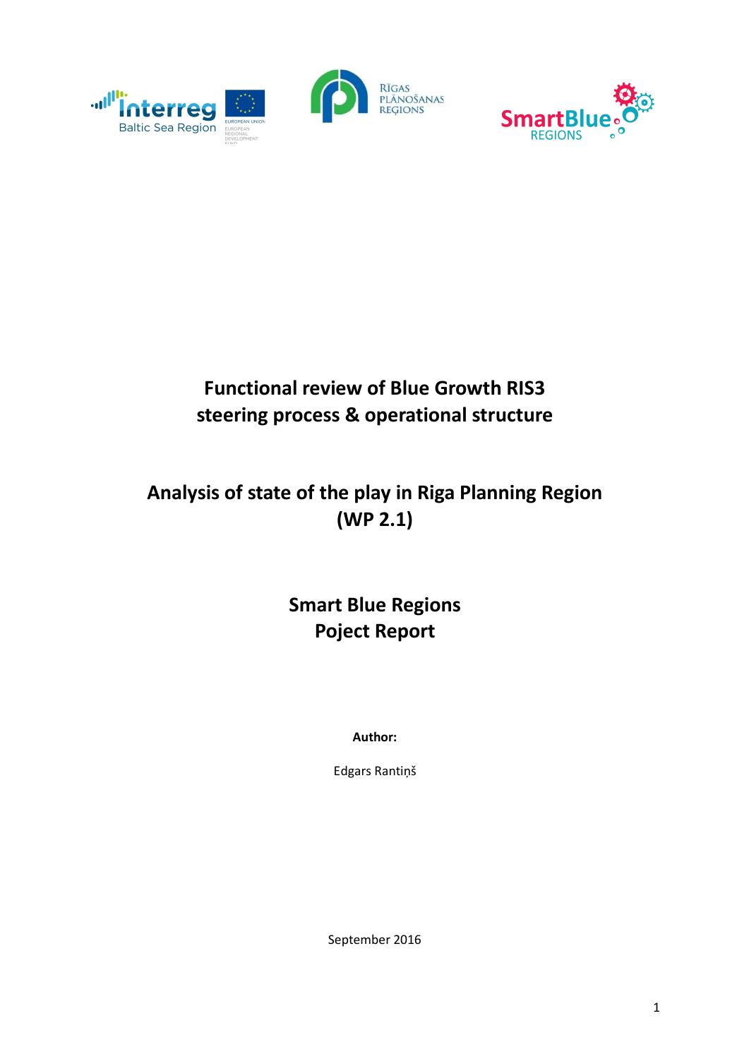# Functional review of Blue Growth RIS3 steering process & operational structure

## Analysis of state of the play in Riga Planning Region (WP 2.1)

## Smart Blue Regions Poject Report

**Author:**

Edgars Rantiņš

September 2016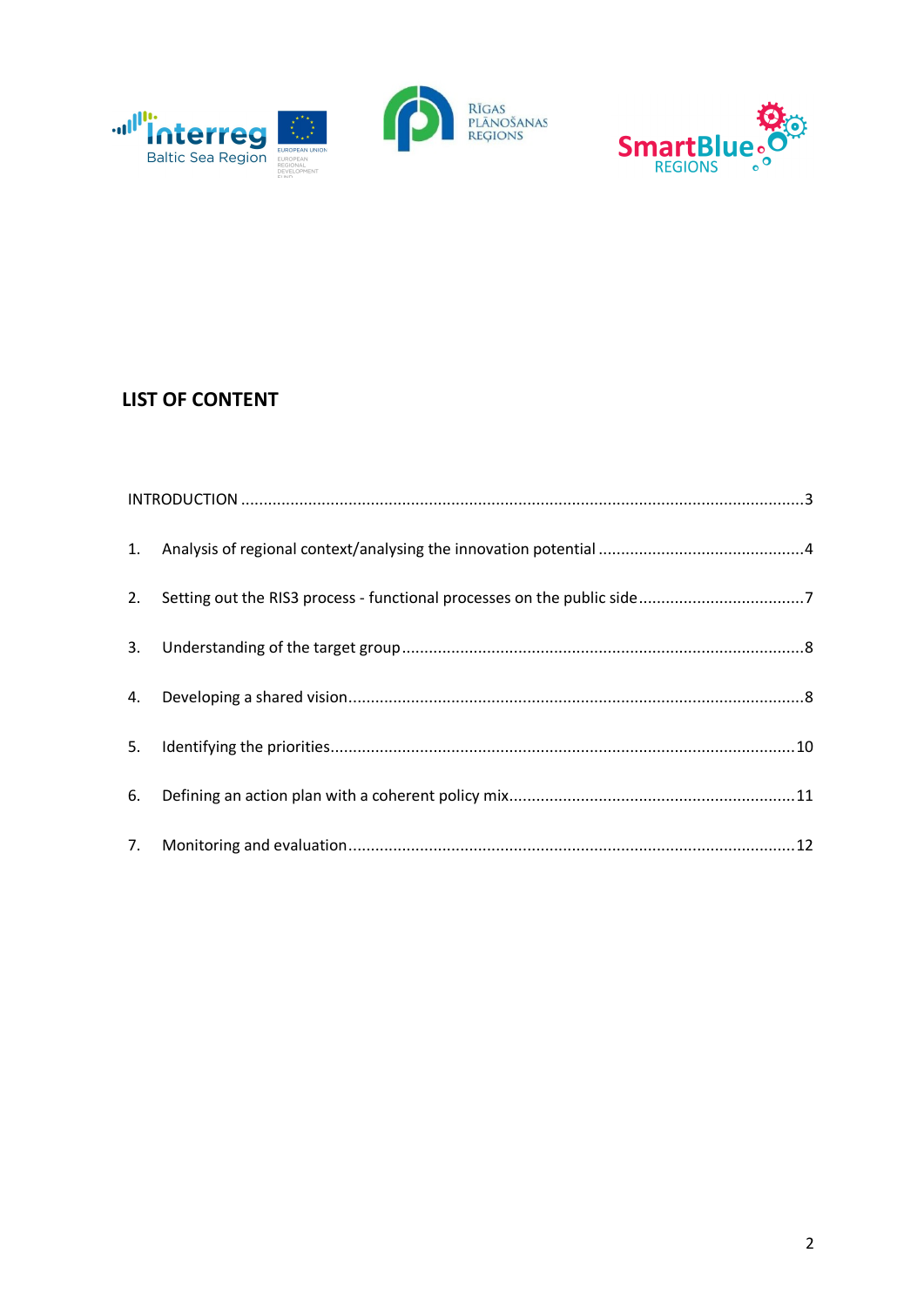## LIST OF CONTENT

INTRODUCTION ....................................................................................................................3

1. Analysis of regional context/analysing the innovation potential ..............................................4
2. Setting out the RIS3 process - functional processes on the public side ....................................7
3. Understanding of the target group .........................................................................................8
4. Developing a shared vision .....................................................................................................8
5. Identifying the priorities........................................................................................................10
6. Defining an action plan with a coherent policy mix................................................................11
7. Monitoring and evaluation ....................................................................................................12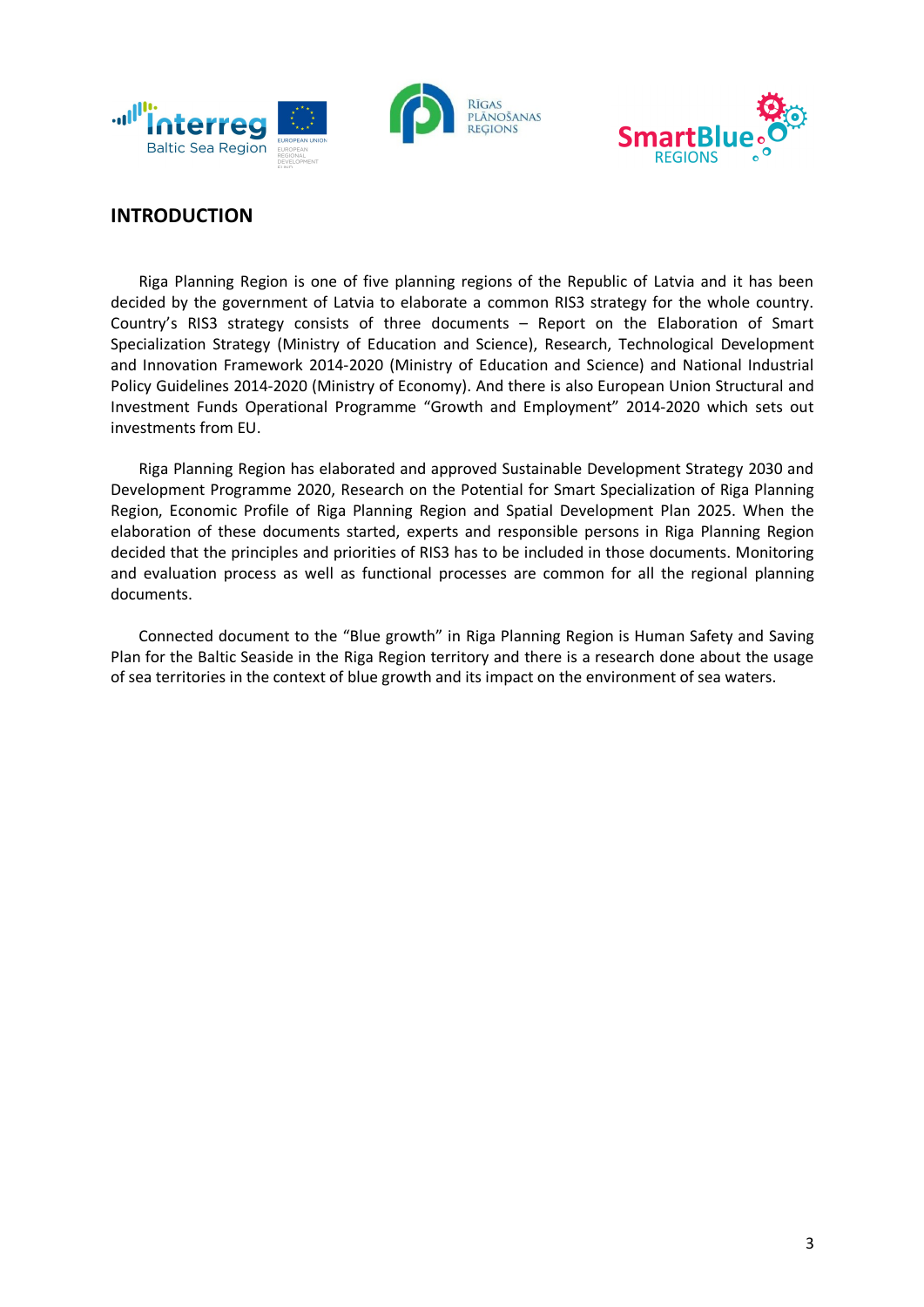## INTRODUCTION

Riga Planning Region is one of five planning regions of the Republic of Latvia and it has been decided by the government of Latvia to elaborate a common RIS3 strategy for the whole country. Country's RIS3 strategy consists of three documents – Report on the Elaboration of Smart Specialization Strategy (Ministry of Education and Science), Research, Technological Development and Innovation Framework 2014-2020 (Ministry of Education and Science) and National Industrial Policy Guidelines 2014-2020 (Ministry of Economy). And there is also European Union Structural and Investment Funds Operational Programme "Growth and Employment" 2014-2020 which sets out investments from EU.

Riga Planning Region has elaborated and approved Sustainable Development Strategy 2030 and Development Programme 2020, Research on the Potential for Smart Specialization of Riga Planning Region, Economic Profile of Riga Planning Region and Spatial Development Plan 2025. When the elaboration of these documents started, experts and responsible persons in Riga Planning Region decided that the principles and priorities of RIS3 has to be included in those documents. Monitoring and evaluation process as well as functional processes are common for all the regional planning documents.

Connected document to the "Blue growth" in Riga Planning Region is Human Safety and Saving Plan for the Baltic Seaside in the Riga Region territory and there is a research done about the usage of sea territories in the context of blue growth and its impact on the environment of sea waters.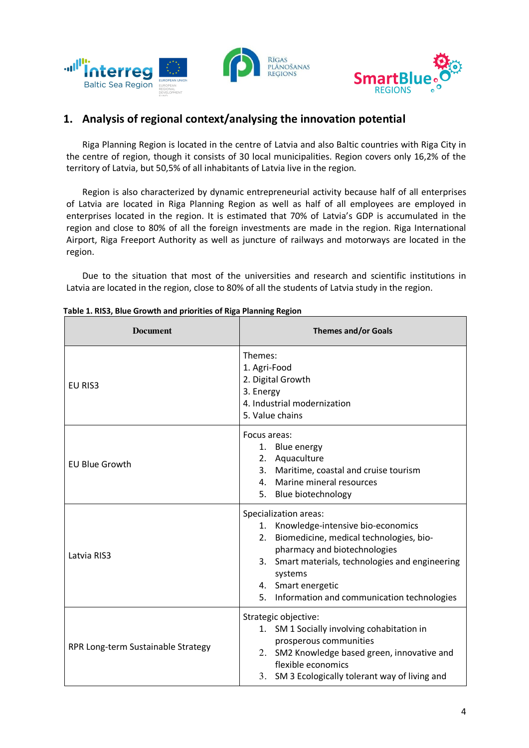## 1. Analysis of regional context/analysing the innovation potential

Riga Planning Region is located in the centre of Latvia and also Baltic countries with Riga City in the centre of region, though it consists of 30 local municipalities. Region covers only 16,2% of the territory of Latvia, but 50,5% of all inhabitants of Latvia live in the region.

Region is also characterized by dynamic entrepreneurial activity because half of all enterprises of Latvia are located in Riga Planning Region as well as half of all employees are employed in enterprises located in the region. It is estimated that 70% of Latvia's GDP is accumulated in the region and close to 80% of all the foreign investments are made in the region. Riga International Airport, Riga Freeport Authority as well as juncture of railways and motorways are located in the region.

Due to the situation that most of the universities and research and scientific institutions in Latvia are located in the region, close to 80% of all the students of Latvia study in the region.

**Table 1. RIS3, Blue Growth and priorities of Riga Planning Region**

| Document | Themes and/or Goals |
|---|---|
| EU RIS3 | Themes:<br>1. Agri-Food<br>2. Digital Growth<br>3. Energy<br>4. Industrial modernization<br>5. Value chains |
| EU Blue Growth | Focus areas:<br>1. Blue energy<br>2. Aquaculture<br>3. Maritime, coastal and cruise tourism<br>4. Marine mineral resources<br>5. Blue biotechnology |
| Latvia RIS3 | Specialization areas:<br>1. Knowledge-intensive bio-economics<br>2. Biomedicine, medical technologies, bio-pharmacy and biotechnologies<br>3. Smart materials, technologies and engineering systems<br>4. Smart energetic<br>5. Information and communication technologies |
| RPR Long-term Sustainable Strategy | Strategic objective:<br>1. SM 1 Socially involving cohabitation in prosperous communities<br>2. SM2 Knowledge based green, innovative and flexible economics<br>3. SM 3 Ecologically tolerant way of living and |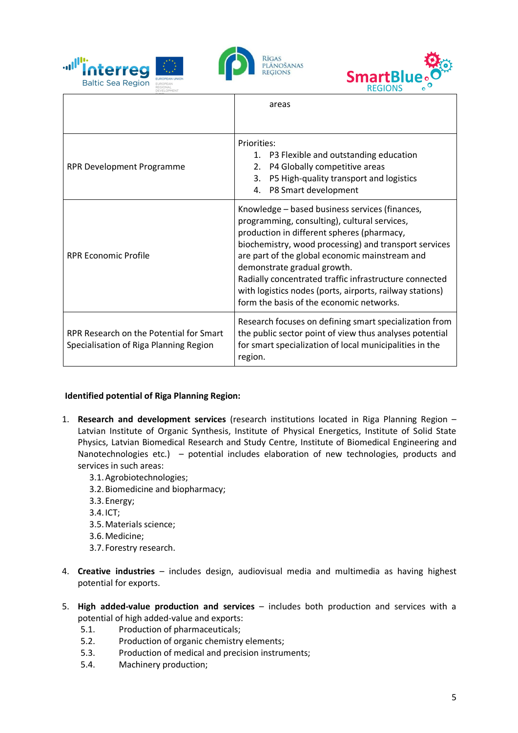| | |
|---|---|
| | areas |
| RPR Development Programme | Priorities:<br>1. P3 Flexible and outstanding education<br>2. P4 Globally competitive areas<br>3. P5 High-quality transport and logistics<br>4. P8 Smart development |
| RPR Economic Profile | Knowledge – based business services (finances, programming, consulting), cultural services, production in different spheres (pharmacy, biochemistry, wood processing) and transport services are part of the global economic mainstream and demonstrate gradual growth.<br>Radially concentrated traffic infrastructure connected with logistics nodes (ports, airports, railway stations) form the basis of the economic networks. |
| RPR Research on the Potential for Smart Specialisation of Riga Planning Region | Research focuses on defining smart specialization from the public sector point of view thus analyses potential for smart specialization of local municipalities in the region. |

**Identified potential of Riga Planning Region:**

1. **Research and development services** (research institutions located in Riga Planning Region – Latvian Institute of Organic Synthesis, Institute of Physical Energetics, Institute of Solid State Physics, Latvian Biomedical Research and Study Centre, Institute of Biomedical Engineering and Nanotechnologies etc.) – potential includes elaboration of new technologies, products and services in such areas:
   - 3.1. Agrobiotechnologies;
   - 3.2. Biomedicine and biopharmacy;
   - 3.3. Energy;
   - 3.4. ICT;
   - 3.5. Materials science;
   - 3.6. Medicine;
   - 3.7. Forestry research.

4. **Creative industries** – includes design, audiovisual media and multimedia as having highest potential for exports.

5. **High added-value production and services** – includes both production and services with a potential of high added-value and exports:
   - 5.1. Production of pharmaceuticals;
   - 5.2. Production of organic chemistry elements;
   - 5.3. Production of medical and precision instruments;
   - 5.4. Machinery production;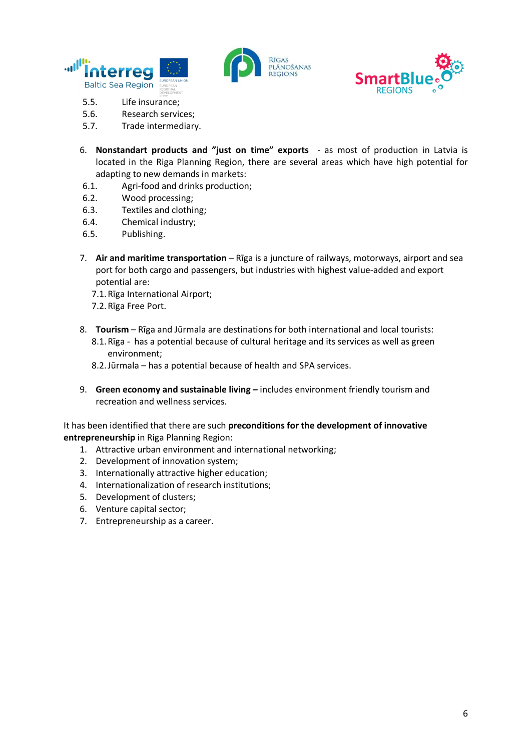5.5. Life insurance;
5.6. Research services;
5.7. Trade intermediary.

6. **Nonstandart products and "just on time" exports** - as most of production in Latvia is located in the Riga Planning Region, there are several areas which have high potential for adapting to new demands in markets:
   6.1. Agri-food and drinks production;
   6.2. Wood processing;
   6.3. Textiles and clothing;
   6.4. Chemical industry;
   6.5. Publishing.

7. **Air and maritime transportation** – Rīga is a juncture of railways, motorways, airport and sea port for both cargo and passengers, but industries with highest value-added and export potential are:
   7.1. Rīga International Airport;
   7.2. Rīga Free Port.

8. **Tourism** – Rīga and Jūrmala are destinations for both international and local tourists:
   8.1. Rīga - has a potential because of cultural heritage and its services as well as green environment;
   8.2. Jūrmala – has a potential because of health and SPA services.

9. **Green economy and sustainable living –** includes environment friendly tourism and recreation and wellness services.

It has been identified that there are such **preconditions for the development of innovative entrepreneurship** in Riga Planning Region:

1. Attractive urban environment and international networking;
2. Development of innovation system;
3. Internationally attractive higher education;
4. Internationalization of research institutions;
5. Development of clusters;
6. Venture capital sector;
7. Entrepreneurship as a career.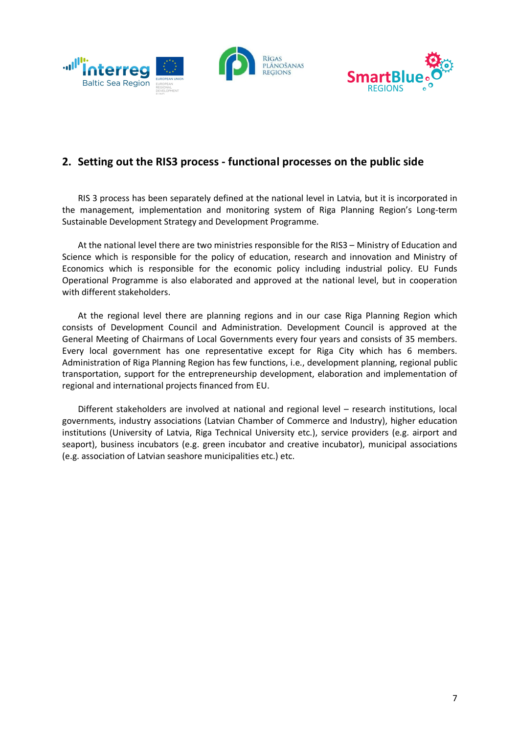## 2. Setting out the RIS3 process - functional processes on the public side

RIS 3 process has been separately defined at the national level in Latvia, but it is incorporated in the management, implementation and monitoring system of Riga Planning Region's Long-term Sustainable Development Strategy and Development Programme.

At the national level there are two ministries responsible for the RIS3 – Ministry of Education and Science which is responsible for the policy of education, research and innovation and Ministry of Economics which is responsible for the economic policy including industrial policy. EU Funds Operational Programme is also elaborated and approved at the national level, but in cooperation with different stakeholders.

At the regional level there are planning regions and in our case Riga Planning Region which consists of Development Council and Administration. Development Council is approved at the General Meeting of Chairmans of Local Governments every four years and consists of 35 members. Every local government has one representative except for Riga City which has 6 members. Administration of Riga Planning Region has few functions, i.e., development planning, regional public transportation, support for the entrepreneurship development, elaboration and implementation of regional and international projects financed from EU.

Different stakeholders are involved at national and regional level – research institutions, local governments, industry associations (Latvian Chamber of Commerce and Industry), higher education institutions (University of Latvia, Riga Technical University etc.), service providers (e.g. airport and seaport), business incubators (e.g. green incubator and creative incubator), municipal associations (e.g. association of Latvian seashore municipalities etc.) etc.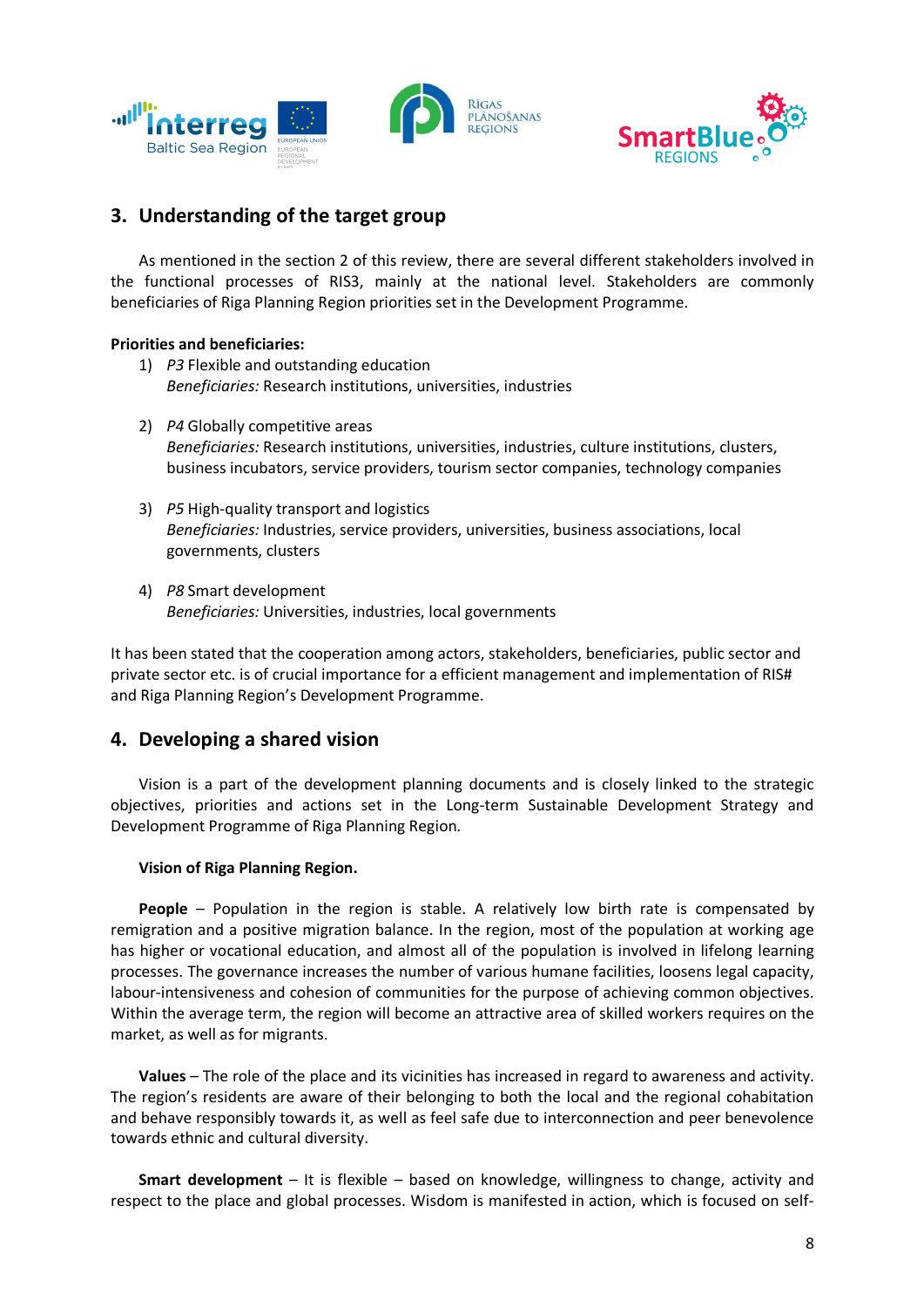## 3. Understanding of the target group

As mentioned in the section 2 of this review, there are several different stakeholders involved in the functional processes of RIS3, mainly at the national level. Stakeholders are commonly beneficiaries of Riga Planning Region priorities set in the Development Programme.

**Priorities and beneficiaries:**

1) *P3* Flexible and outstanding education
   *Beneficiaries:* Research institutions, universities, industries

2) *P4* Globally competitive areas
   *Beneficiaries:* Research institutions, universities, industries, culture institutions, clusters, business incubators, service providers, tourism sector companies, technology companies

3) *P5* High-quality transport and logistics
   *Beneficiaries:* Industries, service providers, universities, business associations, local governments, clusters

4) *P8* Smart development
   *Beneficiaries:* Universities, industries, local governments

It has been stated that the cooperation among actors, stakeholders, beneficiaries, public sector and private sector etc. is of crucial importance for a efficient management and implementation of RIS# and Riga Planning Region's Development Programme.

## 4. Developing a shared vision

Vision is a part of the development planning documents and is closely linked to the strategic objectives, priorities and actions set in the Long-term Sustainable Development Strategy and Development Programme of Riga Planning Region.

**Vision of Riga Planning Region.**

**People** – Population in the region is stable. A relatively low birth rate is compensated by remigration and a positive migration balance. In the region, most of the population at working age has higher or vocational education, and almost all of the population is involved in lifelong learning processes. The governance increases the number of various humane facilities, loosens legal capacity, labour-intensiveness and cohesion of communities for the purpose of achieving common objectives. Within the average term, the region will become an attractive area of skilled workers requires on the market, as well as for migrants.

**Values** – The role of the place and its vicinities has increased in regard to awareness and activity. The region's residents are aware of their belonging to both the local and the regional cohabitation and behave responsibly towards it, as well as feel safe due to interconnection and peer benevolence towards ethnic and cultural diversity.

**Smart development** – It is flexible – based on knowledge, willingness to change, activity and respect to the place and global processes. Wisdom is manifested in action, which is focused on self-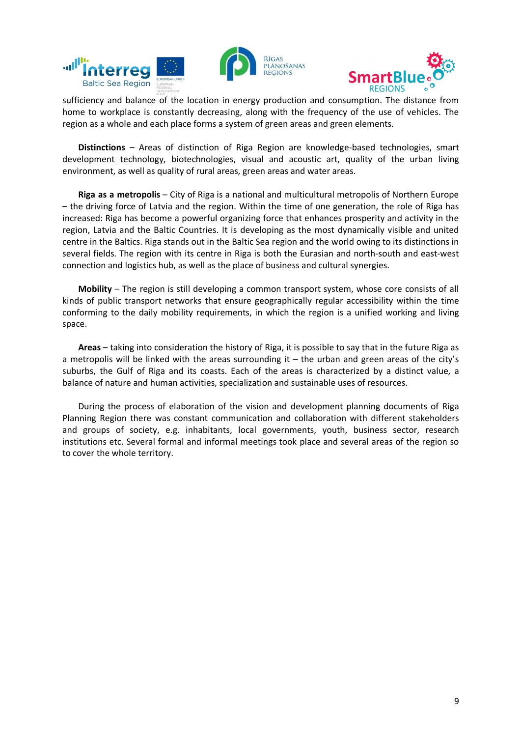sufficiency and balance of the location in energy production and consumption. The distance from home to workplace is constantly decreasing, along with the frequency of the use of vehicles. The region as a whole and each place forms a system of green areas and green elements.

**Distinctions** – Areas of distinction of Riga Region are knowledge-based technologies, smart development technology, biotechnologies, visual and acoustic art, quality of the urban living environment, as well as quality of rural areas, green areas and water areas.

**Riga as a metropolis** – City of Riga is a national and multicultural metropolis of Northern Europe – the driving force of Latvia and the region. Within the time of one generation, the role of Riga has increased: Riga has become a powerful organizing force that enhances prosperity and activity in the region, Latvia and the Baltic Countries. It is developing as the most dynamically visible and united centre in the Baltics. Riga stands out in the Baltic Sea region and the world owing to its distinctions in several fields. The region with its centre in Riga is both the Eurasian and north-south and east-west connection and logistics hub, as well as the place of business and cultural synergies.

**Mobility** – The region is still developing a common transport system, whose core consists of all kinds of public transport networks that ensure geographically regular accessibility within the time conforming to the daily mobility requirements, in which the region is a unified working and living space.

**Areas** – taking into consideration the history of Riga, it is possible to say that in the future Riga as a metropolis will be linked with the areas surrounding it – the urban and green areas of the city's suburbs, the Gulf of Riga and its coasts. Each of the areas is characterized by a distinct value, a balance of nature and human activities, specialization and sustainable uses of resources.

During the process of elaboration of the vision and development planning documents of Riga Planning Region there was constant communication and collaboration with different stakeholders and groups of society, e.g. inhabitants, local governments, youth, business sector, research institutions etc. Several formal and informal meetings took place and several areas of the region so to cover the whole territory.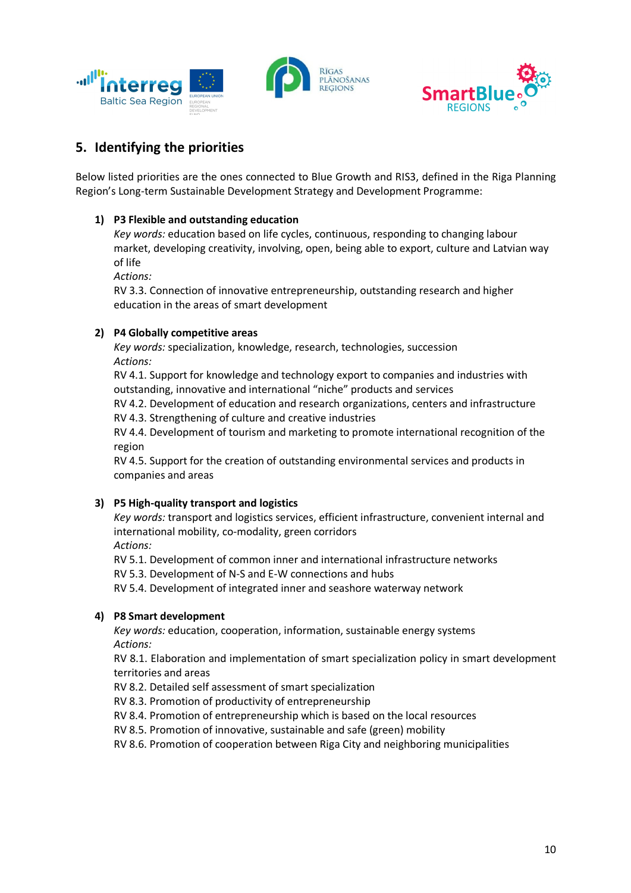## 5. Identifying the priorities

Below listed priorities are the ones connected to Blue Growth and RIS3, defined in the Riga Planning Region's Long-term Sustainable Development Strategy and Development Programme:

1) **P3 Flexible and outstanding education**
   *Key words:* education based on life cycles, continuous, responding to changing labour market, developing creativity, involving, open, being able to export, culture and Latvian way of life
   *Actions:*
   RV 3.3. Connection of innovative entrepreneurship, outstanding research and higher education in the areas of smart development

2) **P4 Globally competitive areas**
   *Key words:* specialization, knowledge, research, technologies, succession
   *Actions:*
   RV 4.1. Support for knowledge and technology export to companies and industries with outstanding, innovative and international "niche" products and services
   RV 4.2. Development of education and research organizations, centers and infrastructure
   RV 4.3. Strengthening of culture and creative industries
   RV 4.4. Development of tourism and marketing to promote international recognition of the region
   RV 4.5. Support for the creation of outstanding environmental services and products in companies and areas

3) **P5 High-quality transport and logistics**
   *Key words:* transport and logistics services, efficient infrastructure, convenient internal and international mobility, co-modality, green corridors
   *Actions:*
   RV 5.1. Development of common inner and international infrastructure networks
   RV 5.3. Development of N-S and E-W connections and hubs
   RV 5.4. Development of integrated inner and seashore waterway network

4) **P8 Smart development**
   *Key words:* education, cooperation, information, sustainable energy systems
   *Actions:*
   RV 8.1. Elaboration and implementation of smart specialization policy in smart development territories and areas
   RV 8.2. Detailed self assessment of smart specialization
   RV 8.3. Promotion of productivity of entrepreneurship
   RV 8.4. Promotion of entrepreneurship which is based on the local resources
   RV 8.5. Promotion of innovative, sustainable and safe (green) mobility
   RV 8.6. Promotion of cooperation between Riga City and neighboring municipalities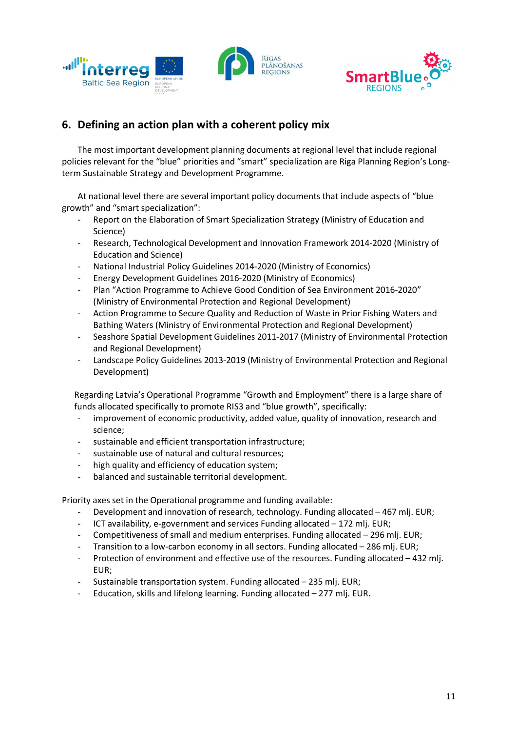## 6. Defining an action plan with a coherent policy mix

The most important development planning documents at regional level that include regional policies relevant for the "blue" priorities and "smart" specialization are Riga Planning Region's Long-term Sustainable Strategy and Development Programme.

At national level there are several important policy documents that include aspects of "blue growth" and "smart specialization":

- Report on the Elaboration of Smart Specialization Strategy (Ministry of Education and Science)
- Research, Technological Development and Innovation Framework 2014-2020 (Ministry of Education and Science)
- National Industrial Policy Guidelines 2014-2020 (Ministry of Economics)
- Energy Development Guidelines 2016-2020 (Ministry of Economics)
- Plan "Action Programme to Achieve Good Condition of Sea Environment 2016-2020" (Ministry of Environmental Protection and Regional Development)
- Action Programme to Secure Quality and Reduction of Waste in Prior Fishing Waters and Bathing Waters (Ministry of Environmental Protection and Regional Development)
- Seashore Spatial Development Guidelines 2011-2017 (Ministry of Environmental Protection and Regional Development)
- Landscape Policy Guidelines 2013-2019 (Ministry of Environmental Protection and Regional Development)

Regarding Latvia's Operational Programme "Growth and Employment" there is a large share of funds allocated specifically to promote RIS3 and "blue growth", specifically:

- improvement of economic productivity, added value, quality of innovation, research and science;
- sustainable and efficient transportation infrastructure;
- sustainable use of natural and cultural resources;
- high quality and efficiency of education system;
- balanced and sustainable territorial development.

Priority axes set in the Operational programme and funding available:

- Development and innovation of research, technology. Funding allocated – 467 mlj. EUR;
- ICT availability, e-government and services Funding allocated – 172 mlj. EUR;
- Competitiveness of small and medium enterprises. Funding allocated – 296 mlj. EUR;
- Transition to a low-carbon economy in all sectors. Funding allocated – 286 mlj. EUR;
- Protection of environment and effective use of the resources. Funding allocated – 432 mlj. EUR;
- Sustainable transportation system. Funding allocated – 235 mlj. EUR;
- Education, skills and lifelong learning. Funding allocated – 277 mlj. EUR.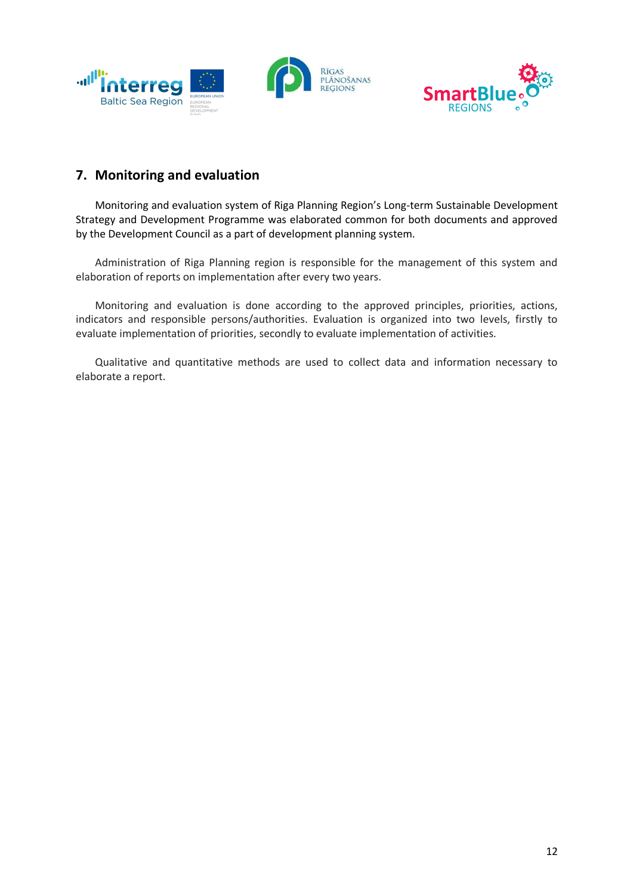## 7. Monitoring and evaluation

Monitoring and evaluation system of Riga Planning Region's Long-term Sustainable Development Strategy and Development Programme was elaborated common for both documents and approved by the Development Council as a part of development planning system.

Administration of Riga Planning region is responsible for the management of this system and elaboration of reports on implementation after every two years.

Monitoring and evaluation is done according to the approved principles, priorities, actions, indicators and responsible persons/authorities. Evaluation is organized into two levels, firstly to evaluate implementation of priorities, secondly to evaluate implementation of activities.

Qualitative and quantitative methods are used to collect data and information necessary to elaborate a report.